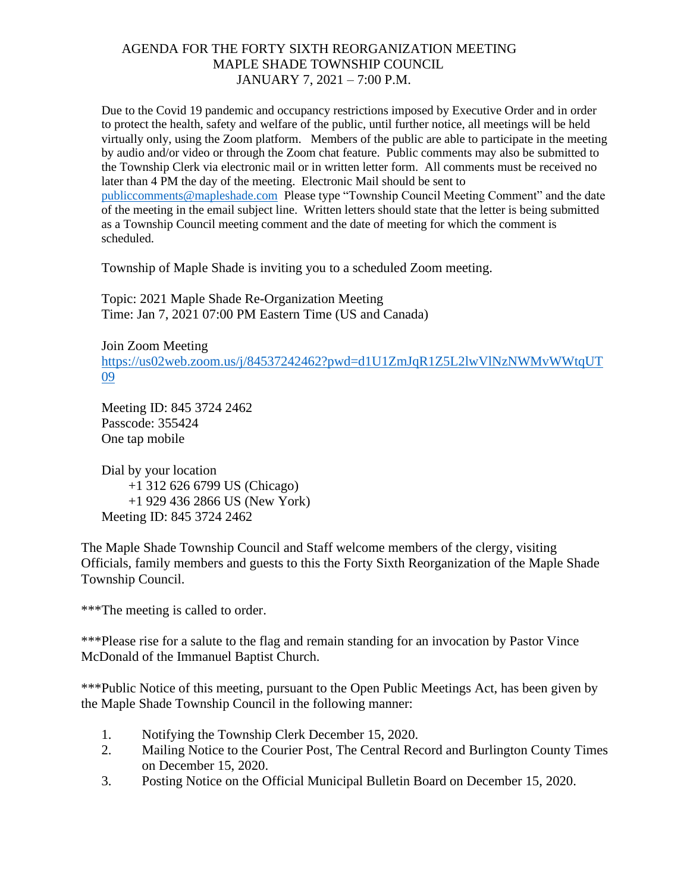# AGENDA FOR THE FORTY SIXTH REORGANIZATION MEETING
## MAPLE SHADE TOWNSHIP COUNCIL
## JANUARY 7, 2021 – 7:00 P.M.

Due to the Covid 19 pandemic and occupancy restrictions imposed by Executive Order and in order to protect the health, safety and welfare of the public, until further notice, all meetings will be held virtually only, using the Zoom platform. Members of the public are able to participate in the meeting by audio and/or video or through the Zoom chat feature. Public comments may also be submitted to the Township Clerk via electronic mail or in written letter form. All comments must be received no later than 4 PM the day of the meeting. Electronic Mail should be sent to publiccomments@mapleshade.com Please type "Township Council Meeting Comment" and the date of the meeting in the email subject line. Written letters should state that the letter is being submitted as a Township Council meeting comment and the date of meeting for which the comment is scheduled.

Township of Maple Shade is inviting you to a scheduled Zoom meeting.

Topic: 2021 Maple Shade Re-Organization Meeting
Time: Jan 7, 2021 07:00 PM Eastern Time (US and Canada)

Join Zoom Meeting
https://us02web.zoom.us/j/84537242462?pwd=d1U1ZmJqR1Z5L2lwVlNzNWMvWWtqUT09

Meeting ID: 845 3724 2462
Passcode: 355424
One tap mobile

Dial by your location
+1 312 626 6799 US (Chicago)
+1 929 436 2866 US (New York)
Meeting ID: 845 3724 2462

The Maple Shade Township Council and Staff welcome members of the clergy, visiting Officials, family members and guests to this the Forty Sixth Reorganization of the Maple Shade Township Council.

***The meeting is called to order.

***Please rise for a salute to the flag and remain standing for an invocation by Pastor Vince McDonald of the Immanuel Baptist Church.

***Public Notice of this meeting, pursuant to the Open Public Meetings Act, has been given by the Maple Shade Township Council in the following manner:

1. Notifying the Township Clerk December 15, 2020.
2. Mailing Notice to the Courier Post, The Central Record and Burlington County Times on December 15, 2020.
3. Posting Notice on the Official Municipal Bulletin Board on December 15, 2020.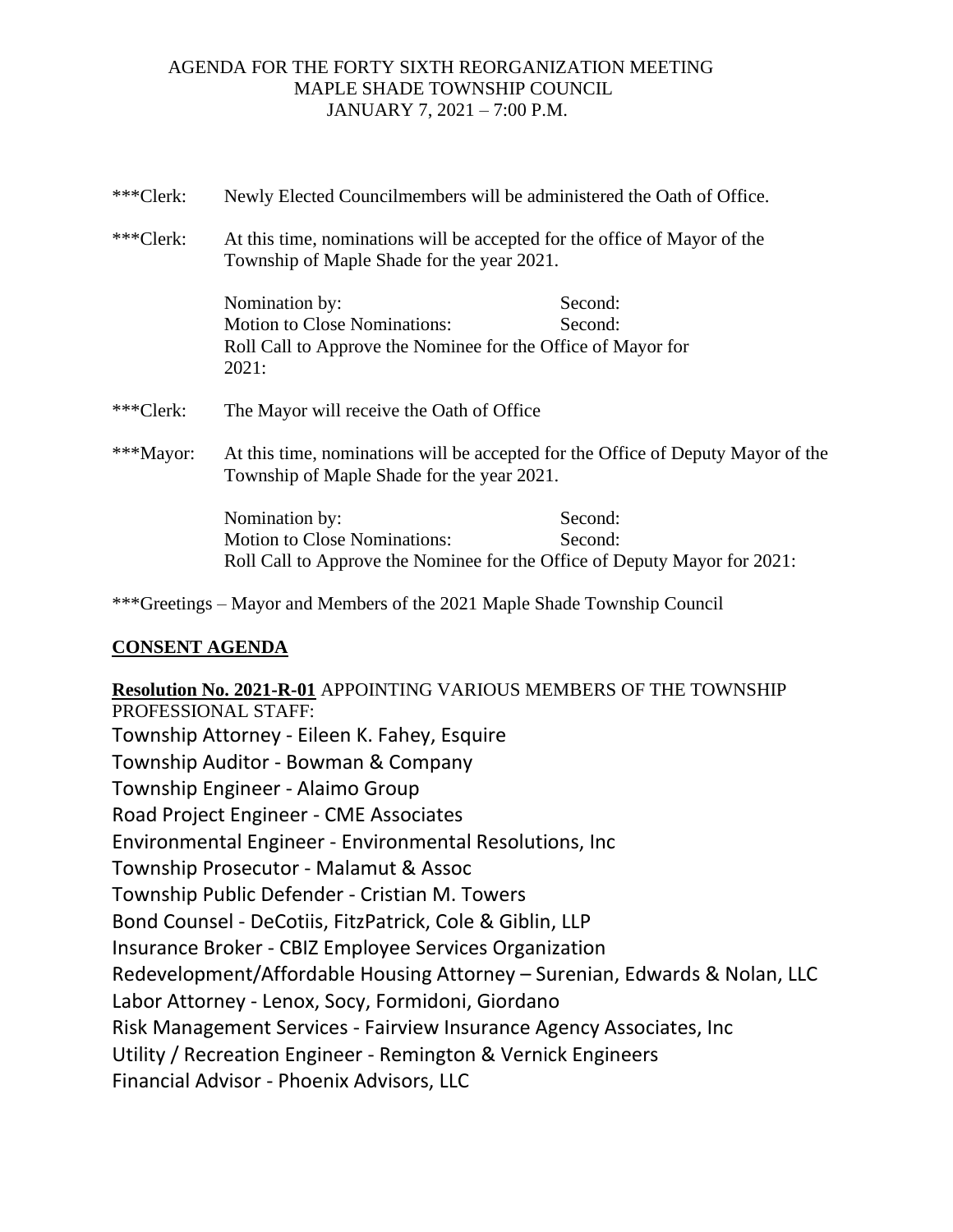AGENDA FOR THE FORTY SIXTH REORGANIZATION MEETING
MAPLE SHADE TOWNSHIP COUNCIL
JANUARY 7, 2021 – 7:00 P.M.

***Clerk: Newly Elected Councilmembers will be administered the Oath of Office.

***Clerk: At this time, nominations will be accepted for the office of Mayor of the Township of Maple Shade for the year 2021.

Nomination by: Second:
Motion to Close Nominations: Second:
Roll Call to Approve the Nominee for the Office of Mayor for 2021:

***Clerk: The Mayor will receive the Oath of Office

***Mayor: At this time, nominations will be accepted for the Office of Deputy Mayor of the Township of Maple Shade for the year 2021.

Nomination by: Second:
Motion to Close Nominations: Second:
Roll Call to Approve the Nominee for the Office of Deputy Mayor for 2021:

***Greetings – Mayor and Members of the 2021 Maple Shade Township Council

## CONSENT AGENDA

**Resolution No. 2021-R-01** APPOINTING VARIOUS MEMBERS OF THE TOWNSHIP PROFESSIONAL STAFF:

Township Attorney - Eileen K. Fahey, Esquire
Township Auditor - Bowman & Company
Township Engineer - Alaimo Group
Road Project Engineer - CME Associates
Environmental Engineer - Environmental Resolutions, Inc
Township Prosecutor - Malamut & Assoc
Township Public Defender - Cristian M. Towers
Bond Counsel - DeCotiis, FitzPatrick, Cole & Giblin, LLP
Insurance Broker - CBIZ Employee Services Organization
Redevelopment/Affordable Housing Attorney – Surenian, Edwards & Nolan, LLC
Labor Attorney - Lenox, Socy, Formidoni, Giordano
Risk Management Services - Fairview Insurance Agency Associates, Inc
Utility / Recreation Engineer - Remington & Vernick Engineers
Financial Advisor - Phoenix Advisors, LLC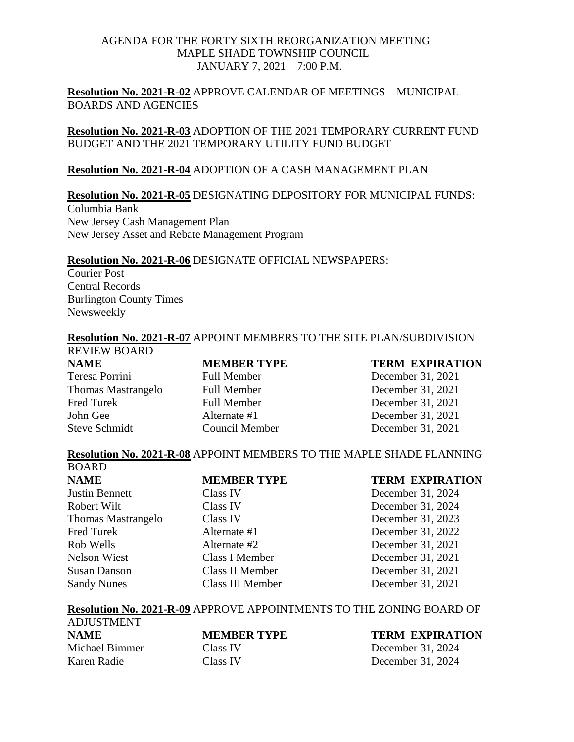AGENDA FOR THE FORTY SIXTH REORGANIZATION MEETING
MAPLE SHADE TOWNSHIP COUNCIL
JANUARY 7, 2021 – 7:00 P.M.

**Resolution No. 2021-R-02** APPROVE CALENDAR OF MEETINGS – MUNICIPAL BOARDS AND AGENCIES

**Resolution No. 2021-R-03** ADOPTION OF THE 2021 TEMPORARY CURRENT FUND BUDGET AND THE 2021 TEMPORARY UTILITY FUND BUDGET

**Resolution No. 2021-R-04** ADOPTION OF A CASH MANAGEMENT PLAN

**Resolution No. 2021-R-05** DESIGNATING DEPOSITORY FOR MUNICIPAL FUNDS:

Columbia Bank
New Jersey Cash Management Plan
New Jersey Asset and Rebate Management Program

**Resolution No. 2021-R-06** DESIGNATE OFFICIAL NEWSPAPERS:

Courier Post
Central Records
Burlington County Times
Newsweekly

**Resolution No. 2021-R-07** APPOINT MEMBERS TO THE SITE PLAN/SUBDIVISION REVIEW BOARD

| NAME | MEMBER TYPE | TERM EXPIRATION |
|---|---|---|
| Teresa Porrini | Full Member | December 31, 2021 |
| Thomas Mastrangelo | Full Member | December 31, 2021 |
| Fred Turek | Full Member | December 31, 2021 |
| John Gee | Alternate #1 | December 31, 2021 |
| Steve Schmidt | Council Member | December 31, 2021 |

**Resolution No. 2021-R-08** APPOINT MEMBERS TO THE MAPLE SHADE PLANNING BOARD

| NAME | MEMBER TYPE | TERM EXPIRATION |
|---|---|---|
| Justin Bennett | Class IV | December 31, 2024 |
| Robert Wilt | Class IV | December 31, 2024 |
| Thomas Mastrangelo | Class IV | December 31, 2023 |
| Fred Turek | Alternate #1 | December 31, 2022 |
| Rob Wells | Alternate #2 | December 31, 2021 |
| Nelson Wiest | Class I Member | December 31, 2021 |
| Susan Danson | Class II Member | December 31, 2021 |
| Sandy Nunes | Class III Member | December 31, 2021 |

**Resolution No. 2021-R-09** APPROVE APPOINTMENTS TO THE ZONING BOARD OF ADJUSTMENT

| NAME | MEMBER TYPE | TERM EXPIRATION |
|---|---|---|
| Michael Bimmer | Class IV | December 31, 2024 |
| Karen Radie | Class IV | December 31, 2024 |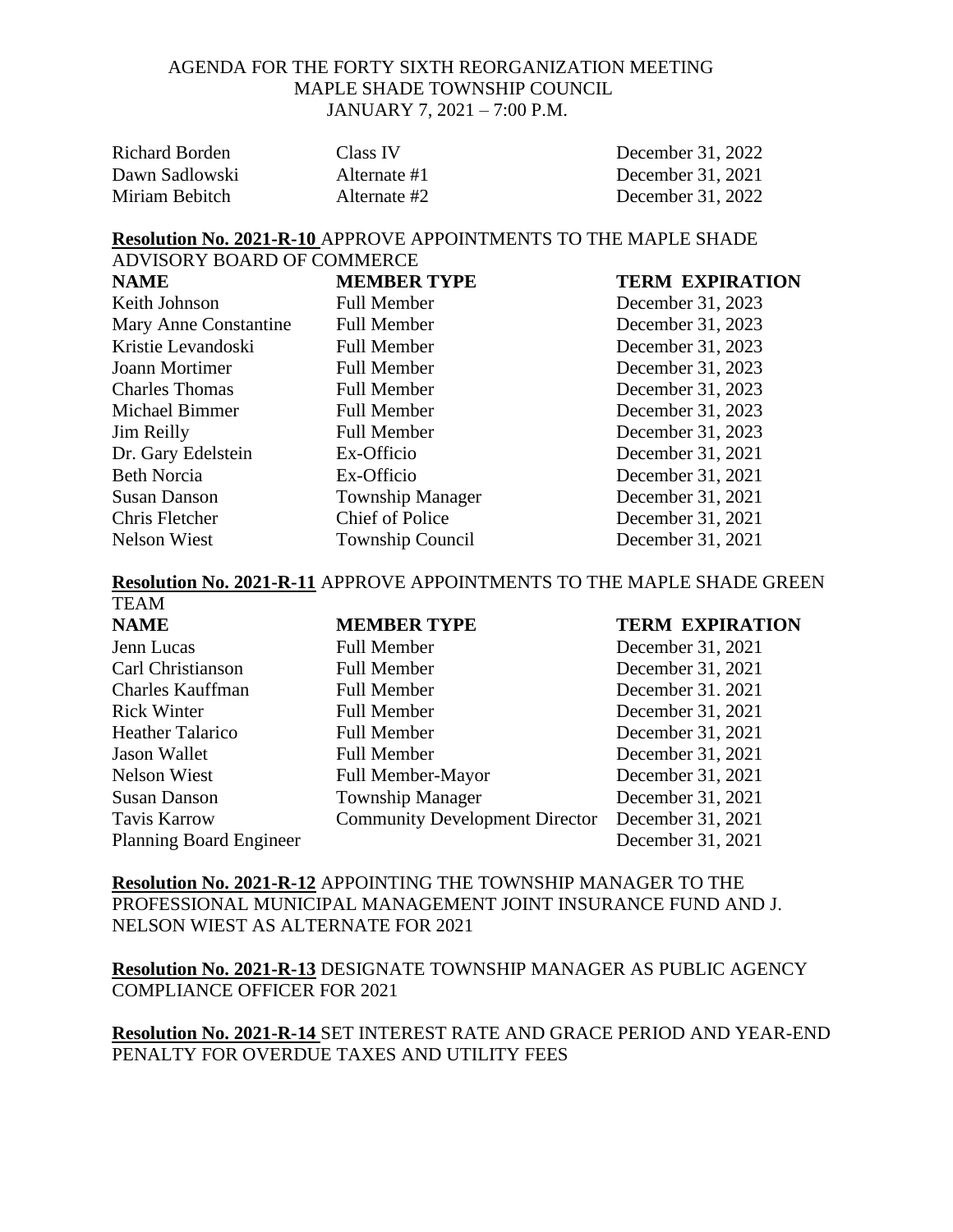AGENDA FOR THE FORTY SIXTH REORGANIZATION MEETING
MAPLE SHADE TOWNSHIP COUNCIL
JANUARY 7, 2021 – 7:00 P.M.

| | | |
|---|---|---|
| Richard Borden | Class IV | December 31, 2022 |
| Dawn Sadlowski | Alternate #1 | December 31, 2021 |
| Miriam Bebitch | Alternate #2 | December 31, 2022 |

**Resolution No. 2021-R-10** APPROVE APPOINTMENTS TO THE MAPLE SHADE ADVISORY BOARD OF COMMERCE

| **NAME** | **MEMBER TYPE** | **TERM EXPIRATION** |
|---|---|---|
| Keith Johnson | Full Member | December 31, 2023 |
| Mary Anne Constantine | Full Member | December 31, 2023 |
| Kristie Levandoski | Full Member | December 31, 2023 |
| Joann Mortimer | Full Member | December 31, 2023 |
| Charles Thomas | Full Member | December 31, 2023 |
| Michael Bimmer | Full Member | December 31, 2023 |
| Jim Reilly | Full Member | December 31, 2023 |
| Dr. Gary Edelstein | Ex-Officio | December 31, 2021 |
| Beth Norcia | Ex-Officio | December 31, 2021 |
| Susan Danson | Township Manager | December 31, 2021 |
| Chris Fletcher | Chief of Police | December 31, 2021 |
| Nelson Wiest | Township Council | December 31, 2021 |

**Resolution No. 2021-R-11** APPROVE APPOINTMENTS TO THE MAPLE SHADE GREEN TEAM

| **NAME** | **MEMBER TYPE** | **TERM EXPIRATION** |
|---|---|---|
| Jenn Lucas | Full Member | December 31, 2021 |
| Carl Christianson | Full Member | December 31, 2021 |
| Charles Kauffman | Full Member | December 31. 2021 |
| Rick Winter | Full Member | December 31, 2021 |
| Heather Talarico | Full Member | December 31, 2021 |
| Jason Wallet | Full Member | December 31, 2021 |
| Nelson Wiest | Full Member-Mayor | December 31, 2021 |
| Susan Danson | Township Manager | December 31, 2021 |
| Tavis Karrow | Community Development Director | December 31, 2021 |
| Planning Board Engineer | | December 31, 2021 |

**Resolution No. 2021-R-12** APPOINTING THE TOWNSHIP MANAGER TO THE PROFESSIONAL MUNICIPAL MANAGEMENT JOINT INSURANCE FUND AND J. NELSON WIEST AS ALTERNATE FOR 2021

**Resolution No. 2021-R-13** DESIGNATE TOWNSHIP MANAGER AS PUBLIC AGENCY COMPLIANCE OFFICER FOR 2021

**Resolution No. 2021-R-14** SET INTEREST RATE AND GRACE PERIOD AND YEAR-END PENALTY FOR OVERDUE TAXES AND UTILITY FEES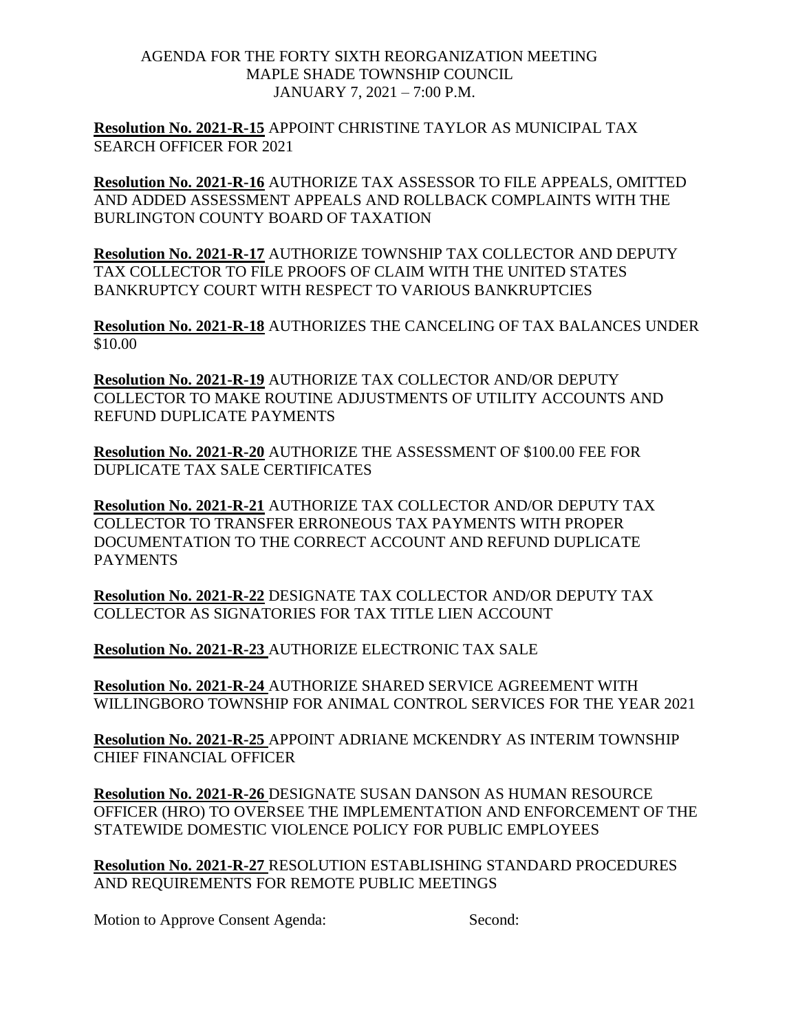AGENDA FOR THE FORTY SIXTH REORGANIZATION MEETING
MAPLE SHADE TOWNSHIP COUNCIL
JANUARY 7, 2021 – 7:00 P.M.

**Resolution No. 2021-R-15** APPOINT CHRISTINE TAYLOR AS MUNICIPAL TAX SEARCH OFFICER FOR 2021

**Resolution No. 2021-R-16** AUTHORIZE TAX ASSESSOR TO FILE APPEALS, OMITTED AND ADDED ASSESSMENT APPEALS AND ROLLBACK COMPLAINTS WITH THE BURLINGTON COUNTY BOARD OF TAXATION

**Resolution No. 2021-R-17** AUTHORIZE TOWNSHIP TAX COLLECTOR AND DEPUTY TAX COLLECTOR TO FILE PROOFS OF CLAIM WITH THE UNITED STATES BANKRUPTCY COURT WITH RESPECT TO VARIOUS BANKRUPTCIES

**Resolution No. 2021-R-18** AUTHORIZES THE CANCELING OF TAX BALANCES UNDER $10.00

**Resolution No. 2021-R-19** AUTHORIZE TAX COLLECTOR AND/OR DEPUTY COLLECTOR TO MAKE ROUTINE ADJUSTMENTS OF UTILITY ACCOUNTS AND REFUND DUPLICATE PAYMENTS

**Resolution No. 2021-R-20** AUTHORIZE THE ASSESSMENT OF $100.00 FEE FOR DUPLICATE TAX SALE CERTIFICATES

**Resolution No. 2021-R-21** AUTHORIZE TAX COLLECTOR AND/OR DEPUTY TAX COLLECTOR TO TRANSFER ERRONEOUS TAX PAYMENTS WITH PROPER DOCUMENTATION TO THE CORRECT ACCOUNT AND REFUND DUPLICATE PAYMENTS

**Resolution No. 2021-R-22** DESIGNATE TAX COLLECTOR AND/OR DEPUTY TAX COLLECTOR AS SIGNATORIES FOR TAX TITLE LIEN ACCOUNT

**Resolution No. 2021-R-23** AUTHORIZE ELECTRONIC TAX SALE

**Resolution No. 2021-R-24** AUTHORIZE SHARED SERVICE AGREEMENT WITH WILLINGBORO TOWNSHIP FOR ANIMAL CONTROL SERVICES FOR THE YEAR 2021

**Resolution No. 2021-R-25** APPOINT ADRIANE MCKENDRY AS INTERIM TOWNSHIP CHIEF FINANCIAL OFFICER

**Resolution No. 2021-R-26** DESIGNATE SUSAN DANSON AS HUMAN RESOURCE OFFICER (HRO) TO OVERSEE THE IMPLEMENTATION AND ENFORCEMENT OF THE STATEWIDE DOMESTIC VIOLENCE POLICY FOR PUBLIC EMPLOYEES

**Resolution No. 2021-R-27** RESOLUTION ESTABLISHING STANDARD PROCEDURES AND REQUIREMENTS FOR REMOTE PUBLIC MEETINGS

Motion to Approve Consent Agenda: Second: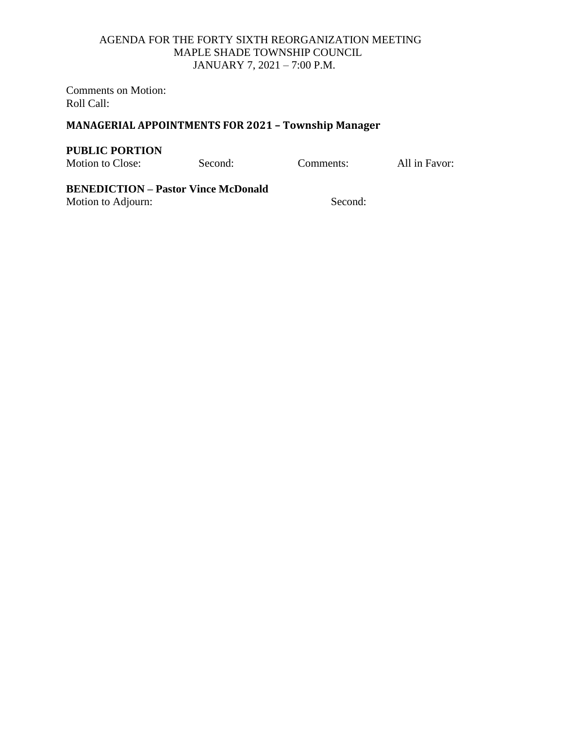Comments on Motion:
Roll Call:

**MANAGERIAL APPOINTMENTS FOR 2021 – Township Manager**

**PUBLIC PORTION**
Motion to Close: Second: Comments: All in Favor:

**BENEDICTION – Pastor Vince McDonald**
Motion to Adjourn: Second: